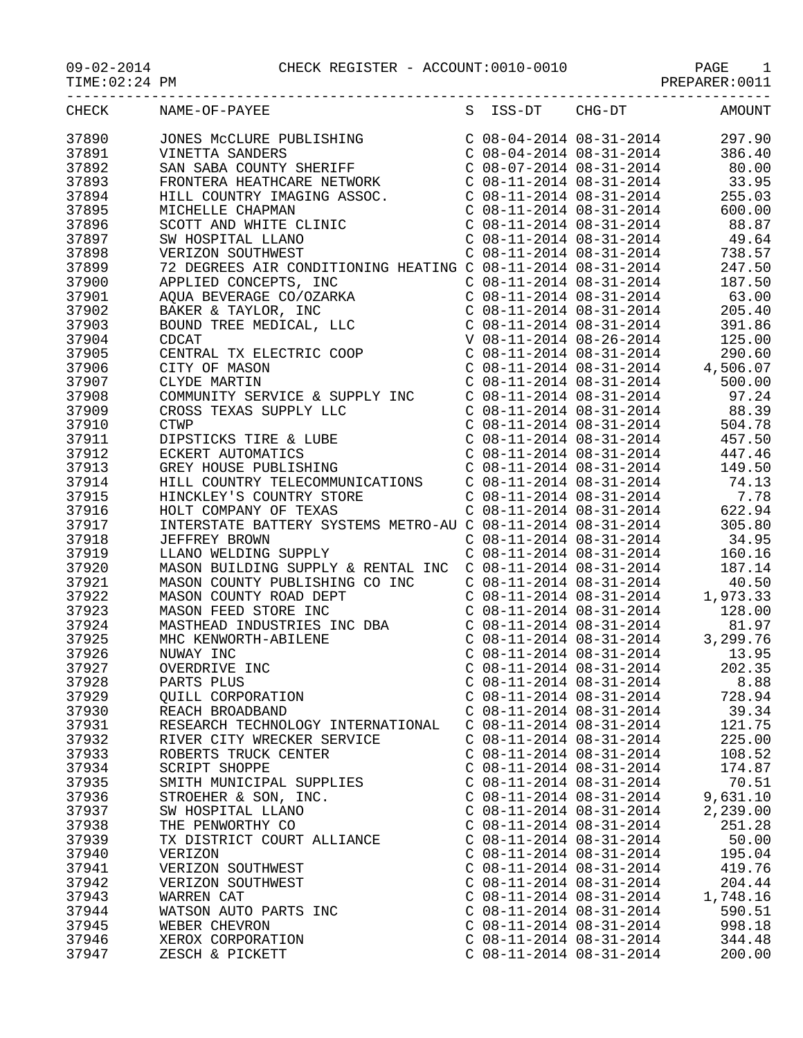09-02-2014 CHECK REGISTER - ACCOUNT:0010-0010 PAGE 1
TIME:02:24 PM PREPARER:0011

| CHECK | NAME-OF-PAYEE | S | ISS-DT | CHG-DT | AMOUNT |
|---|---|---|---|---|---|
| 37890 | JONES McCLURE PUBLISHING | C | 08-04-2014 | 08-31-2014 | 297.90 |
| 37891 | VINETTA SANDERS | C | 08-04-2014 | 08-31-2014 | 386.40 |
| 37892 | SAN SABA COUNTY SHERIFF | C | 08-07-2014 | 08-31-2014 | 80.00 |
| 37893 | FRONTERA HEATHCARE NETWORK | C | 08-11-2014 | 08-31-2014 | 33.95 |
| 37894 | HILL COUNTRY IMAGING ASSOC. | C | 08-11-2014 | 08-31-2014 | 255.03 |
| 37895 | MICHELLE CHAPMAN | C | 08-11-2014 | 08-31-2014 | 600.00 |
| 37896 | SCOTT AND WHITE CLINIC | C | 08-11-2014 | 08-31-2014 | 88.87 |
| 37897 | SW HOSPITAL LLANO | C | 08-11-2014 | 08-31-2014 | 49.64 |
| 37898 | VERIZON SOUTHWEST | C | 08-11-2014 | 08-31-2014 | 738.57 |
| 37899 | 72 DEGREES AIR CONDITIONING HEATING | C | 08-11-2014 | 08-31-2014 | 247.50 |
| 37900 | APPLIED CONCEPTS, INC | C | 08-11-2014 | 08-31-2014 | 187.50 |
| 37901 | AQUA BEVERAGE CO/OZARKA | C | 08-11-2014 | 08-31-2014 | 63.00 |
| 37902 | BAKER & TAYLOR, INC | C | 08-11-2014 | 08-31-2014 | 205.40 |
| 37903 | BOUND TREE MEDICAL, LLC | C | 08-11-2014 | 08-31-2014 | 391.86 |
| 37904 | CDCAT | V | 08-11-2014 | 08-26-2014 | 125.00 |
| 37905 | CENTRAL TX ELECTRIC COOP | C | 08-11-2014 | 08-31-2014 | 290.60 |
| 37906 | CITY OF MASON | C | 08-11-2014 | 08-31-2014 | 4,506.07 |
| 37907 | CLYDE MARTIN | C | 08-11-2014 | 08-31-2014 | 500.00 |
| 37908 | COMMUNITY SERVICE & SUPPLY INC | C | 08-11-2014 | 08-31-2014 | 97.24 |
| 37909 | CROSS TEXAS SUPPLY LLC | C | 08-11-2014 | 08-31-2014 | 88.39 |
| 37910 | CTWP | C | 08-11-2014 | 08-31-2014 | 504.78 |
| 37911 | DIPSTICKS TIRE & LUBE | C | 08-11-2014 | 08-31-2014 | 457.50 |
| 37912 | ECKERT AUTOMATICS | C | 08-11-2014 | 08-31-2014 | 447.46 |
| 37913 | GREY HOUSE PUBLISHING | C | 08-11-2014 | 08-31-2014 | 149.50 |
| 37914 | HILL COUNTRY TELECOMMUNICATIONS | C | 08-11-2014 | 08-31-2014 | 74.13 |
| 37915 | HINCKLEY'S COUNTRY STORE | C | 08-11-2014 | 08-31-2014 | 7.78 |
| 37916 | HOLT COMPANY OF TEXAS | C | 08-11-2014 | 08-31-2014 | 622.94 |
| 37917 | INTERSTATE BATTERY SYSTEMS METRO-AU | C | 08-11-2014 | 08-31-2014 | 305.80 |
| 37918 | JEFFREY BROWN | C | 08-11-2014 | 08-31-2014 | 34.95 |
| 37919 | LLANO WELDING SUPPLY | C | 08-11-2014 | 08-31-2014 | 160.16 |
| 37920 | MASON BUILDING SUPPLY & RENTAL INC | C | 08-11-2014 | 08-31-2014 | 187.14 |
| 37921 | MASON COUNTY PUBLISHING CO INC | C | 08-11-2014 | 08-31-2014 | 40.50 |
| 37922 | MASON COUNTY ROAD DEPT | C | 08-11-2014 | 08-31-2014 | 1,973.33 |
| 37923 | MASON FEED STORE INC | C | 08-11-2014 | 08-31-2014 | 128.00 |
| 37924 | MASTHEAD INDUSTRIES INC DBA | C | 08-11-2014 | 08-31-2014 | 81.97 |
| 37925 | MHC KENWORTH-ABILENE | C | 08-11-2014 | 08-31-2014 | 3,299.76 |
| 37926 | NUWAY INC | C | 08-11-2014 | 08-31-2014 | 13.95 |
| 37927 | OVERDRIVE INC | C | 08-11-2014 | 08-31-2014 | 202.35 |
| 37928 | PARTS PLUS | C | 08-11-2014 | 08-31-2014 | 8.88 |
| 37929 | QUILL CORPORATION | C | 08-11-2014 | 08-31-2014 | 728.94 |
| 37930 | REACH BROADBAND | C | 08-11-2014 | 08-31-2014 | 39.34 |
| 37931 | RESEARCH TECHNOLOGY INTERNATIONAL | C | 08-11-2014 | 08-31-2014 | 121.75 |
| 37932 | RIVER CITY WRECKER SERVICE | C | 08-11-2014 | 08-31-2014 | 225.00 |
| 37933 | ROBERTS TRUCK CENTER | C | 08-11-2014 | 08-31-2014 | 108.52 |
| 37934 | SCRIPT SHOPPE | C | 08-11-2014 | 08-31-2014 | 174.87 |
| 37935 | SMITH MUNICIPAL SUPPLIES | C | 08-11-2014 | 08-31-2014 | 70.51 |
| 37936 | STROEHER & SON, INC. | C | 08-11-2014 | 08-31-2014 | 9,631.10 |
| 37937 | SW HOSPITAL LLANO | C | 08-11-2014 | 08-31-2014 | 2,239.00 |
| 37938 | THE PENWORTHY CO | C | 08-11-2014 | 08-31-2014 | 251.28 |
| 37939 | TX DISTRICT COURT ALLIANCE | C | 08-11-2014 | 08-31-2014 | 50.00 |
| 37940 | VERIZON | C | 08-11-2014 | 08-31-2014 | 195.04 |
| 37941 | VERIZON SOUTHWEST | C | 08-11-2014 | 08-31-2014 | 419.76 |
| 37942 | VERIZON SOUTHWEST | C | 08-11-2014 | 08-31-2014 | 204.44 |
| 37943 | WARREN CAT | C | 08-11-2014 | 08-31-2014 | 1,748.16 |
| 37944 | WATSON AUTO PARTS INC | C | 08-11-2014 | 08-31-2014 | 590.51 |
| 37945 | WEBER CHEVRON | C | 08-11-2014 | 08-31-2014 | 998.18 |
| 37946 | XEROX CORPORATION | C | 08-11-2014 | 08-31-2014 | 344.48 |
| 37947 | ZESCH & PICKETT | C | 08-11-2014 | 08-31-2014 | 200.00 |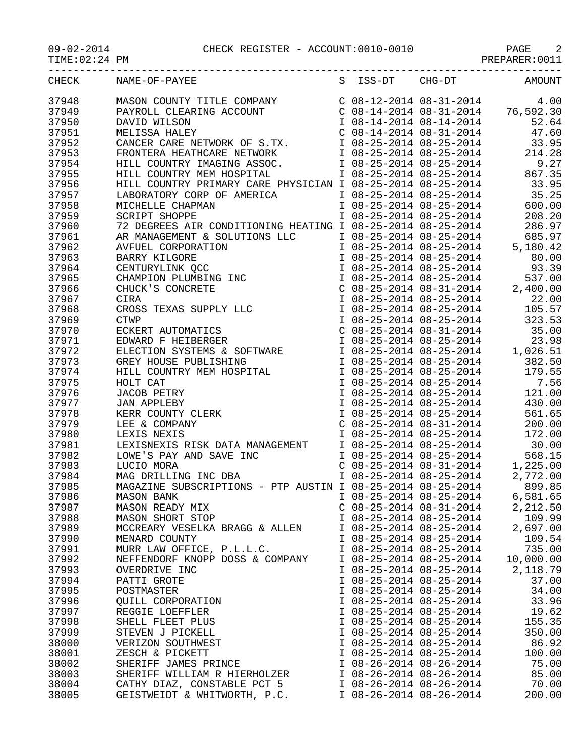CHECK REGISTER - ACCOUNT:0010-0010

09-02-2014
TIME:02:24 PM
PREPARER:0011

| CHECK | NAME-OF-PAYEE | S | ISS-DT | CHG-DT | AMOUNT |
|---|---|---|---|---|---|
| 37948 | MASON COUNTY TITLE COMPANY | C | 08-12-2014 | 08-31-2014 | 4.00 |
| 37949 | PAYROLL CLEARING ACCOUNT | C | 08-14-2014 | 08-31-2014 | 76,592.30 |
| 37950 | DAVID WILSON | I | 08-14-2014 | 08-14-2014 | 52.64 |
| 37951 | MELISSA HALEY | C | 08-14-2014 | 08-31-2014 | 47.60 |
| 37952 | CANCER CARE NETWORK OF S.TX. | I | 08-25-2014 | 08-25-2014 | 33.95 |
| 37953 | FRONTERA HEATHCARE NETWORK | I | 08-25-2014 | 08-25-2014 | 214.28 |
| 37954 | HILL COUNTRY IMAGING ASSOC. | I | 08-25-2014 | 08-25-2014 | 9.27 |
| 37955 | HILL COUNTRY MEM HOSPITAL | I | 08-25-2014 | 08-25-2014 | 867.35 |
| 37956 | HILL COUNTRY PRIMARY CARE PHYSICIAN | I | 08-25-2014 | 08-25-2014 | 33.95 |
| 37957 | LABORATORY CORP OF AMERICA | I | 08-25-2014 | 08-25-2014 | 35.25 |
| 37958 | MICHELLE CHAPMAN | I | 08-25-2014 | 08-25-2014 | 600.00 |
| 37959 | SCRIPT SHOPPE | I | 08-25-2014 | 08-25-2014 | 208.20 |
| 37960 | 72 DEGREES AIR CONDITIONING HEATING | I | 08-25-2014 | 08-25-2014 | 286.97 |
| 37961 | AR MANAGEMENT & SOLUTIONS LLC | I | 08-25-2014 | 08-25-2014 | 685.97 |
| 37962 | AVFUEL CORPORATION | I | 08-25-2014 | 08-25-2014 | 5,180.42 |
| 37963 | BARRY KILGORE | I | 08-25-2014 | 08-25-2014 | 80.00 |
| 37964 | CENTURYLINK QCC | I | 08-25-2014 | 08-25-2014 | 93.39 |
| 37965 | CHAMPION PLUMBING INC | I | 08-25-2014 | 08-25-2014 | 537.00 |
| 37966 | CHUCK'S CONCRETE | C | 08-25-2014 | 08-31-2014 | 2,400.00 |
| 37967 | CIRA | I | 08-25-2014 | 08-25-2014 | 22.00 |
| 37968 | CROSS TEXAS SUPPLY LLC | I | 08-25-2014 | 08-25-2014 | 105.57 |
| 37969 | CTWP | I | 08-25-2014 | 08-25-2014 | 323.53 |
| 37970 | ECKERT AUTOMATICS | C | 08-25-2014 | 08-31-2014 | 35.00 |
| 37971 | EDWARD F HEIBERGER | I | 08-25-2014 | 08-25-2014 | 23.98 |
| 37972 | ELECTION SYSTEMS & SOFTWARE | I | 08-25-2014 | 08-25-2014 | 1,026.51 |
| 37973 | GREY HOUSE PUBLISHING | I | 08-25-2014 | 08-25-2014 | 382.50 |
| 37974 | HILL COUNTRY MEM HOSPITAL | I | 08-25-2014 | 08-25-2014 | 179.55 |
| 37975 | HOLT CAT | I | 08-25-2014 | 08-25-2014 | 7.56 |
| 37976 | JACOB PETRY | I | 08-25-2014 | 08-25-2014 | 121.00 |
| 37977 | JAN APPLEBY | I | 08-25-2014 | 08-25-2014 | 430.00 |
| 37978 | KERR COUNTY CLERK | I | 08-25-2014 | 08-25-2014 | 561.65 |
| 37979 | LEE & COMPANY | C | 08-25-2014 | 08-31-2014 | 200.00 |
| 37980 | LEXIS NEXIS | I | 08-25-2014 | 08-25-2014 | 172.00 |
| 37981 | LEXISNEXIS RISK DATA MANAGEMENT | I | 08-25-2014 | 08-25-2014 | 30.00 |
| 37982 | LOWE'S PAY AND SAVE INC | I | 08-25-2014 | 08-25-2014 | 568.15 |
| 37983 | LUCIO MORA | C | 08-25-2014 | 08-31-2014 | 1,225.00 |
| 37984 | MAG DRILLING INC DBA | I | 08-25-2014 | 08-25-2014 | 2,772.00 |
| 37985 | MAGAZINE SUBSCRIPTIONS - PTP AUSTIN | I | 08-25-2014 | 08-25-2014 | 899.85 |
| 37986 | MASON BANK | I | 08-25-2014 | 08-25-2014 | 6,581.65 |
| 37987 | MASON READY MIX | C | 08-25-2014 | 08-31-2014 | 2,212.50 |
| 37988 | MASON SHORT STOP | I | 08-25-2014 | 08-25-2014 | 109.99 |
| 37989 | MCCREARY VESELKA BRAGG & ALLEN | I | 08-25-2014 | 08-25-2014 | 2,697.00 |
| 37990 | MENARD COUNTY | I | 08-25-2014 | 08-25-2014 | 109.54 |
| 37991 | MURR LAW OFFICE, P.L.L.C. | I | 08-25-2014 | 08-25-2014 | 735.00 |
| 37992 | NEFFENDORF KNOPP DOSS & COMPANY | I | 08-25-2014 | 08-25-2014 | 10,000.00 |
| 37993 | OVERDRIVE INC | I | 08-25-2014 | 08-25-2014 | 2,118.79 |
| 37994 | PATTI GROTE | I | 08-25-2014 | 08-25-2014 | 37.00 |
| 37995 | POSTMASTER | I | 08-25-2014 | 08-25-2014 | 34.00 |
| 37996 | QUILL CORPORATION | I | 08-25-2014 | 08-25-2014 | 33.96 |
| 37997 | REGGIE LOEFFLER | I | 08-25-2014 | 08-25-2014 | 19.62 |
| 37998 | SHELL FLEET PLUS | I | 08-25-2014 | 08-25-2014 | 155.35 |
| 37999 | STEVEN J PICKELL | I | 08-25-2014 | 08-25-2014 | 350.00 |
| 38000 | VERIZON SOUTHWEST | I | 08-25-2014 | 08-25-2014 | 86.92 |
| 38001 | ZESCH & PICKETT | I | 08-25-2014 | 08-25-2014 | 100.00 |
| 38002 | SHERIFF JAMES PRINCE | I | 08-26-2014 | 08-26-2014 | 75.00 |
| 38003 | SHERIFF WILLIAM R HIERHOLZER | I | 08-26-2014 | 08-26-2014 | 85.00 |
| 38004 | CATHY DIAZ, CONSTABLE PCT 5 | I | 08-26-2014 | 08-26-2014 | 70.00 |
| 38005 | GEISTWEIDT & WHITWORTH, P.C. | I | 08-26-2014 | 08-26-2014 | 200.00 |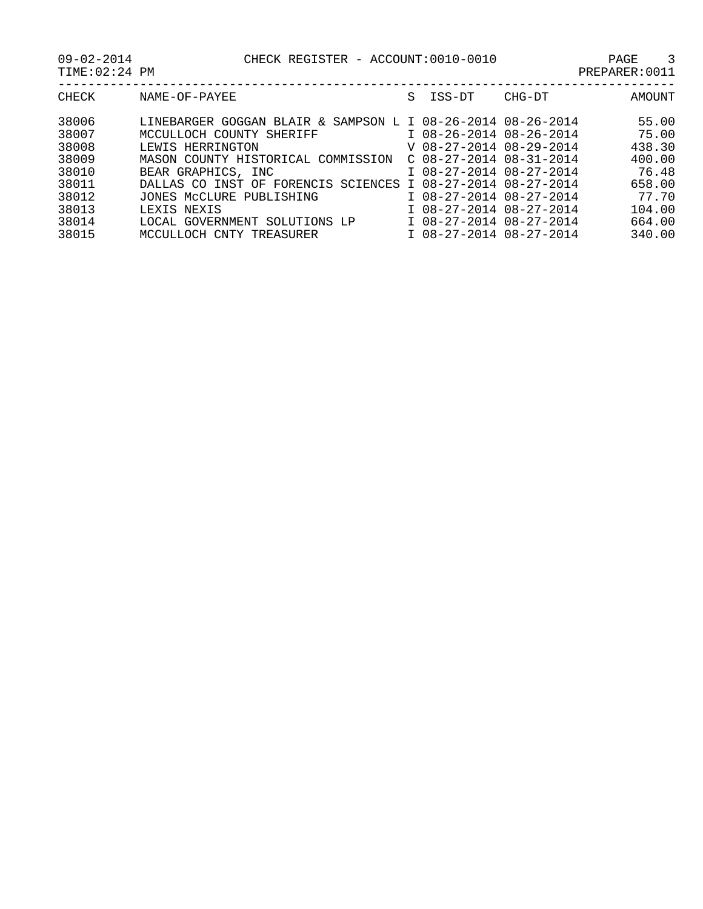CHECK REGISTER - ACCOUNT:0010-0010

09-02-2014
TIME:02:24 PM
PREPARER:0011

| CHECK | NAME-OF-PAYEE | S | ISS-DT | CHG-DT | AMOUNT |
|---|---|---|---|---|---|
| 38006 | LINEBARGER GOGGAN BLAIR & SAMPSON L | I | 08-26-2014 | 08-26-2014 | 55.00 |
| 38007 | MCCULLOCH COUNTY SHERIFF | I | 08-26-2014 | 08-26-2014 | 75.00 |
| 38008 | LEWIS HERRINGTON | V | 08-27-2014 | 08-29-2014 | 438.30 |
| 38009 | MASON COUNTY HISTORICAL COMMISSION | C | 08-27-2014 | 08-31-2014 | 400.00 |
| 38010 | BEAR GRAPHICS, INC | I | 08-27-2014 | 08-27-2014 | 76.48 |
| 38011 | DALLAS CO INST OF FORENCIS SCIENCES | I | 08-27-2014 | 08-27-2014 | 658.00 |
| 38012 | JONES McCLURE PUBLISHING | I | 08-27-2014 | 08-27-2014 | 77.70 |
| 38013 | LEXIS NEXIS | I | 08-27-2014 | 08-27-2014 | 104.00 |
| 38014 | LOCAL GOVERNMENT SOLUTIONS LP | I | 08-27-2014 | 08-27-2014 | 664.00 |
| 38015 | MCCULLOCH CNTY TREASURER | I | 08-27-2014 | 08-27-2014 | 340.00 |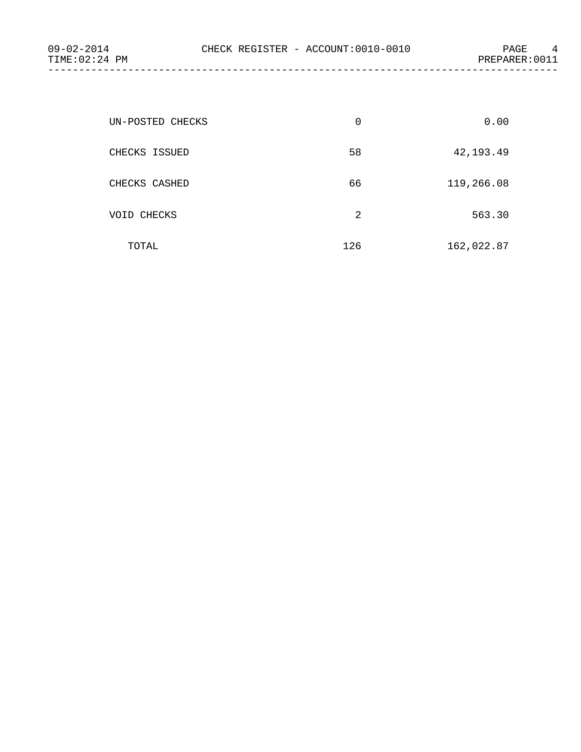| | | |
|---|---|---|
| UN-POSTED CHECKS | 0 | 0.00 |
| CHECKS ISSUED | 58 | 42,193.49 |
| CHECKS CASHED | 66 | 119,266.08 |
| VOID CHECKS | 2 | 563.30 |
| TOTAL | 126 | 162,022.87 |